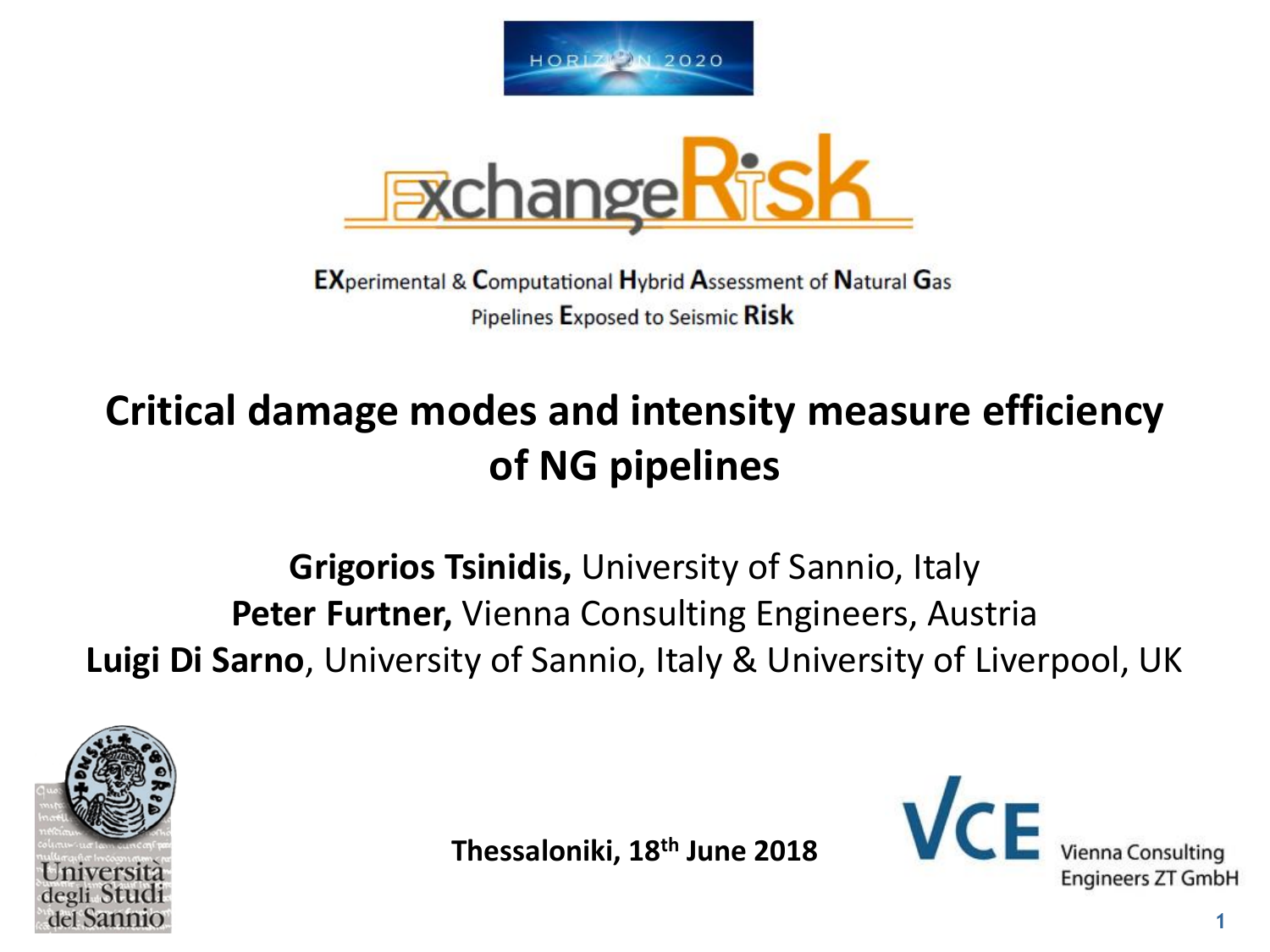HORIZON 2020

# ExchangeRisk

**EX**perimental & **C**omputational **H**ybrid **A**ssessment of **N**atural **G**as Pipelines **E**xposed to Seismic **Risk**

## Critical damage modes and intensity measure efficiency of NG pipelines

**Grigorios Tsinidis,** University of Sannio, Italy
**Peter Furtner,** Vienna Consulting Engineers, Austria
**Luigi Di Sarno**, University of Sannio, Italy & University of Liverpool, UK

Università degli Studi del Sannio

**Thessaloniki, 18th June 2018**

VCE Vienna Consulting Engineers ZT GmbH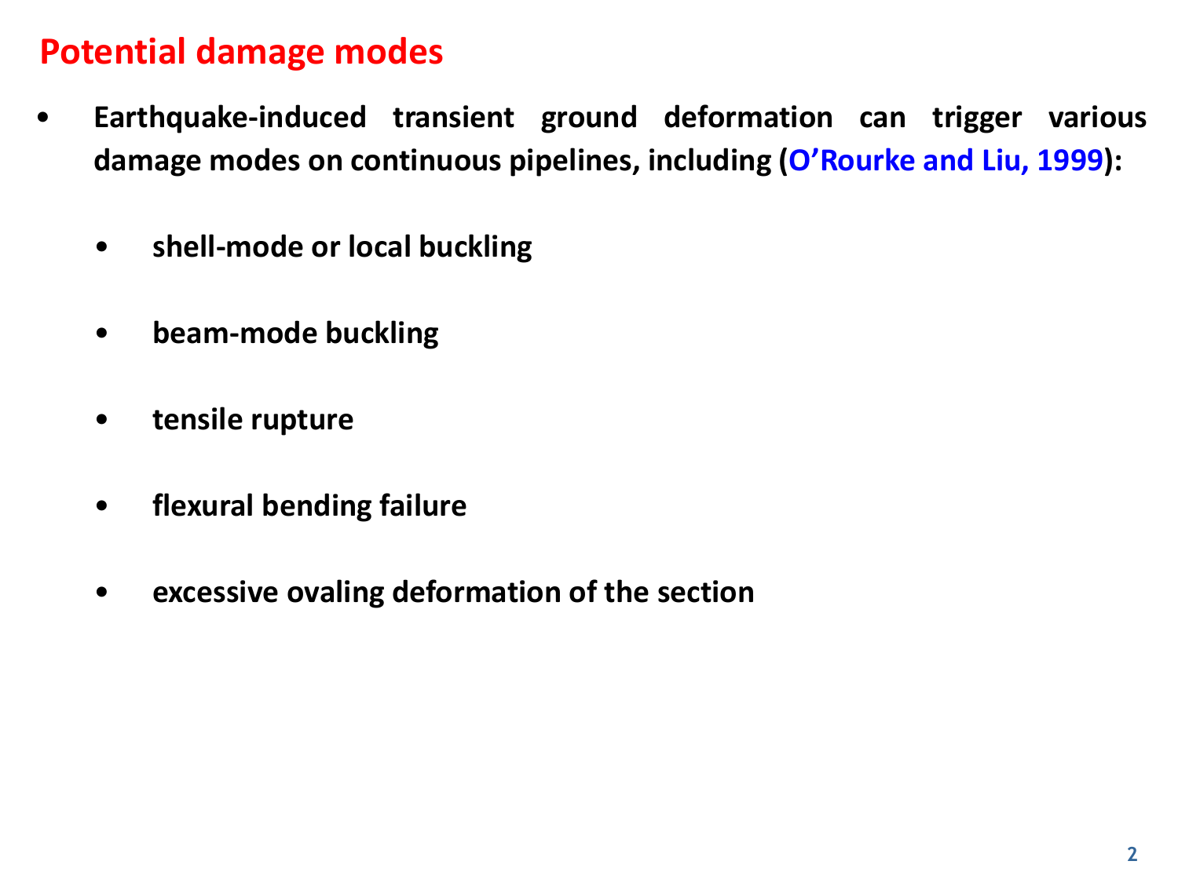## Potential damage modes

- **Earthquake-induced transient ground deformation can trigger various damage modes on continuous pipelines, including (O'Rourke and Liu, 1999):**
    - **shell-mode or local buckling**
    - **beam-mode buckling**
    - **tensile rupture**
    - **flexural bending failure**
    - **excessive ovaling deformation of the section**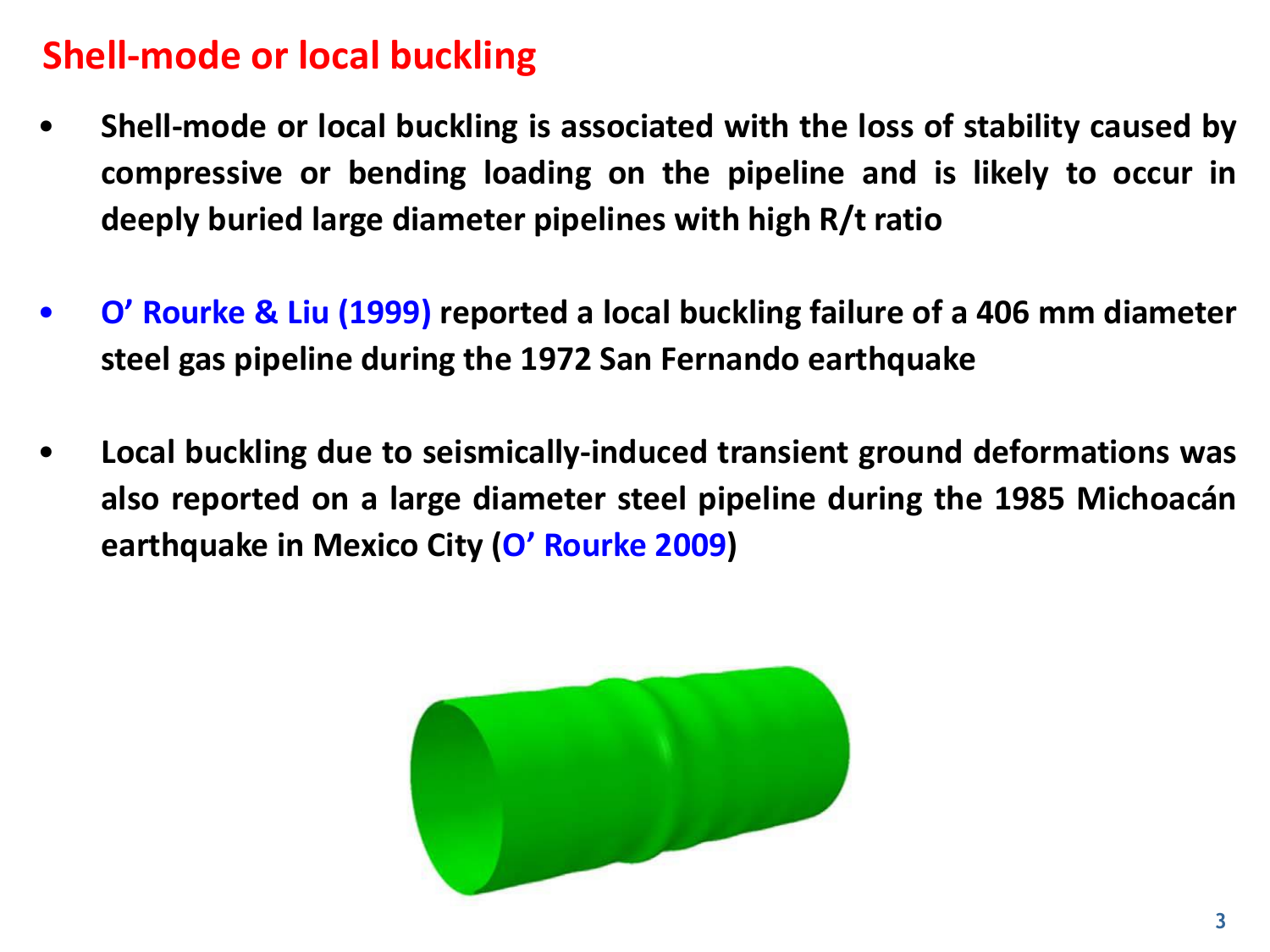## Shell-mode or local buckling

- **Shell-mode or local buckling is associated with the loss of stability caused by compressive or bending loading on the pipeline and is likely to occur in deeply buried large diameter pipelines with high R/t ratio**

- **O' Rourke & Liu (1999) reported a local buckling failure of a 406 mm diameter steel gas pipeline during the 1972 San Fernando earthquake**

- **Local buckling due to seismically-induced transient ground deformations was also reported on a large diameter steel pipeline during the 1985 Michoacán earthquake in Mexico City (O' Rourke 2009)**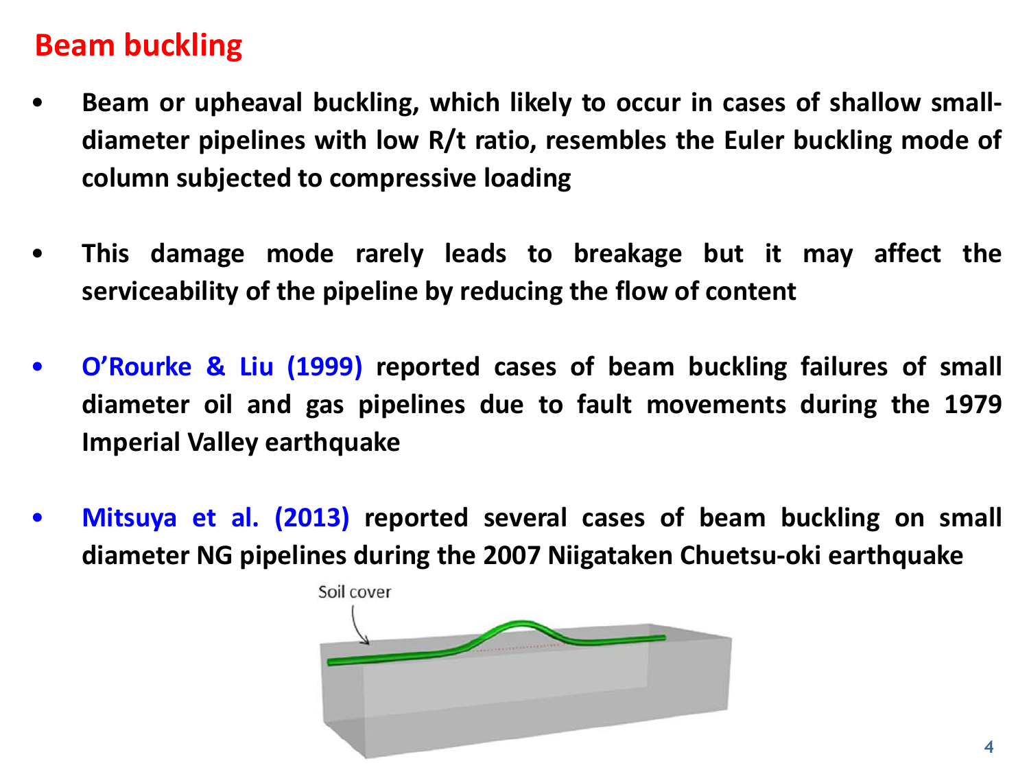# Beam buckling

- **Beam or upheaval buckling, which likely to occur in cases of shallow small-diameter pipelines with low R/t ratio, resembles the Euler buckling mode of column subjected to compressive loading**

- **This damage mode rarely leads to breakage but it may affect the serviceability of the pipeline by reducing the flow of content**

- **O'Rourke & Liu (1999) reported cases of beam buckling failures of small diameter oil and gas pipelines due to fault movements during the 1979 Imperial Valley earthquake**

- **Mitsuya et al. (2013) reported several cases of beam buckling on small diameter NG pipelines during the 2007 Niigataken Chuetsu-oki earthquake**

Soil cover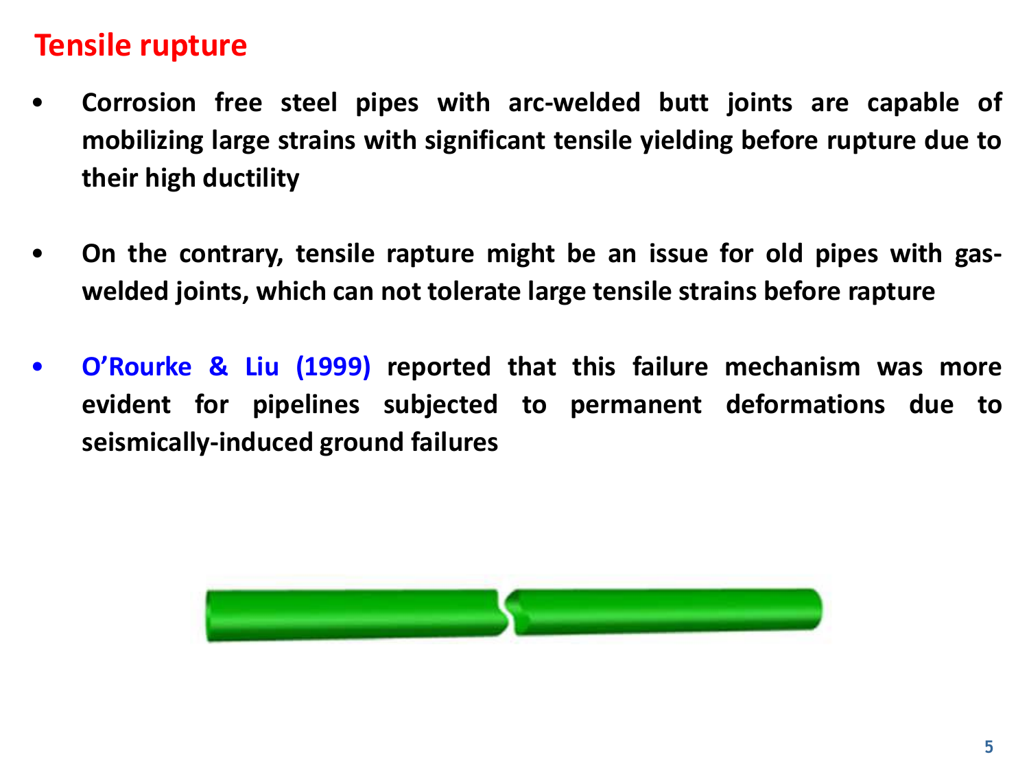# Tensile rupture

- **Corrosion free steel pipes with arc-welded butt joints are capable of mobilizing large strains with significant tensile yielding before rupture due to their high ductility**

- **On the contrary, tensile rapture might be an issue for old pipes with gas-welded joints, which can not tolerate large tensile strains before rapture**

- **O'Rourke & Liu (1999) reported that this failure mechanism was more evident for pipelines subjected to permanent deformations due to seismically-induced ground failures**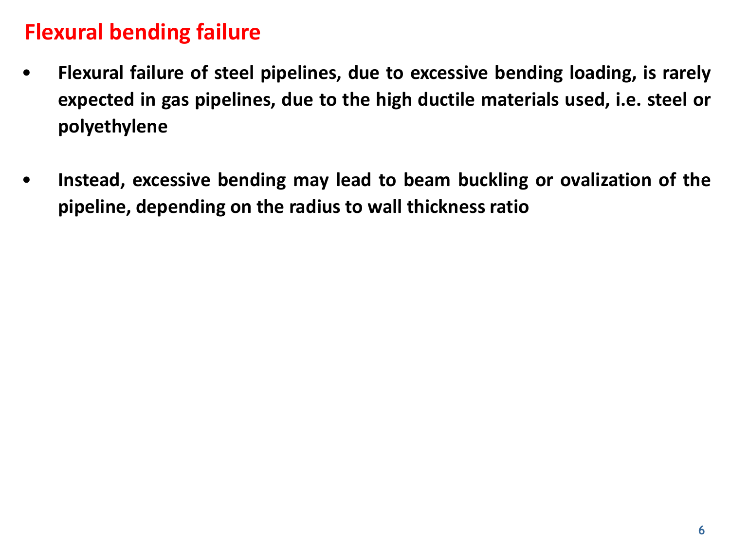# Flexural bending failure

- **Flexural failure of steel pipelines, due to excessive bending loading, is rarely expected in gas pipelines, due to the high ductile materials used, i.e. steel or polyethylene**

- **Instead, excessive bending may lead to beam buckling or ovalization of the pipeline, depending on the radius to wall thickness ratio**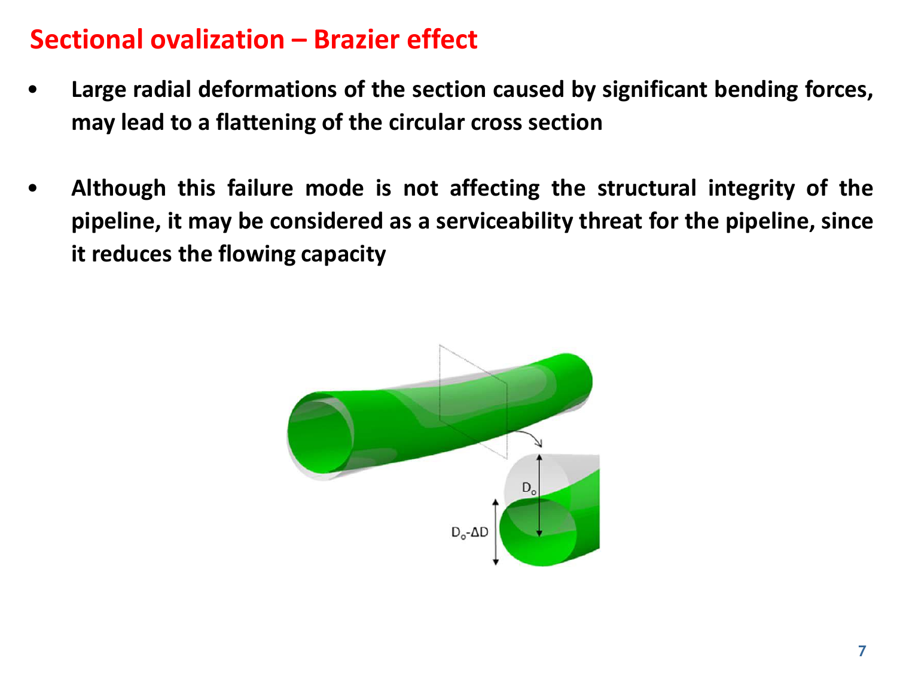# Sectional ovalization – Brazier effect

- **Large radial deformations of the section caused by significant bending forces, may lead to a flattening of the circular cross section**

- **Although this failure mode is not affecting the structural integrity of the pipeline, it may be considered as a serviceability threat for the pipeline, since it reduces the flowing capacity**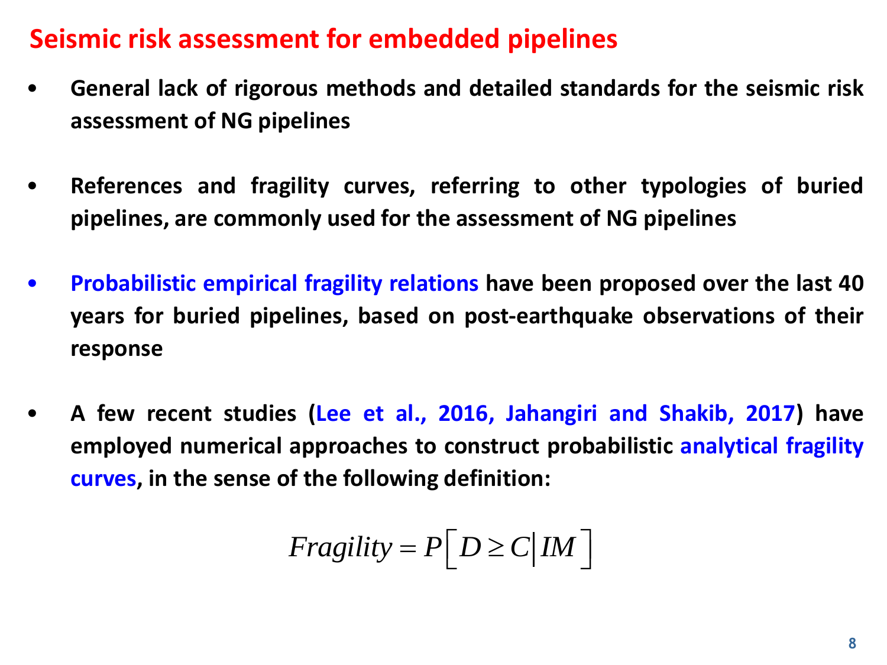# Seismic risk assessment for embedded pipelines

- **General lack of rigorous methods and detailed standards for the seismic risk assessment of NG pipelines**

- **References and fragility curves, referring to other typologies of buried pipelines, are commonly used for the assessment of NG pipelines**

- **Probabilistic empirical fragility relations have been proposed over the last 40 years for buried pipelines, based on post-earthquake observations of their response**

- **A few recent studies (Lee et al., 2016, Jahangiri and Shakib, 2017) have employed numerical approaches to construct probabilistic analytical fragility curves, in the sense of the following definition:**

$$Fragility = P\left[ D \geq C \middle| IM \right]$$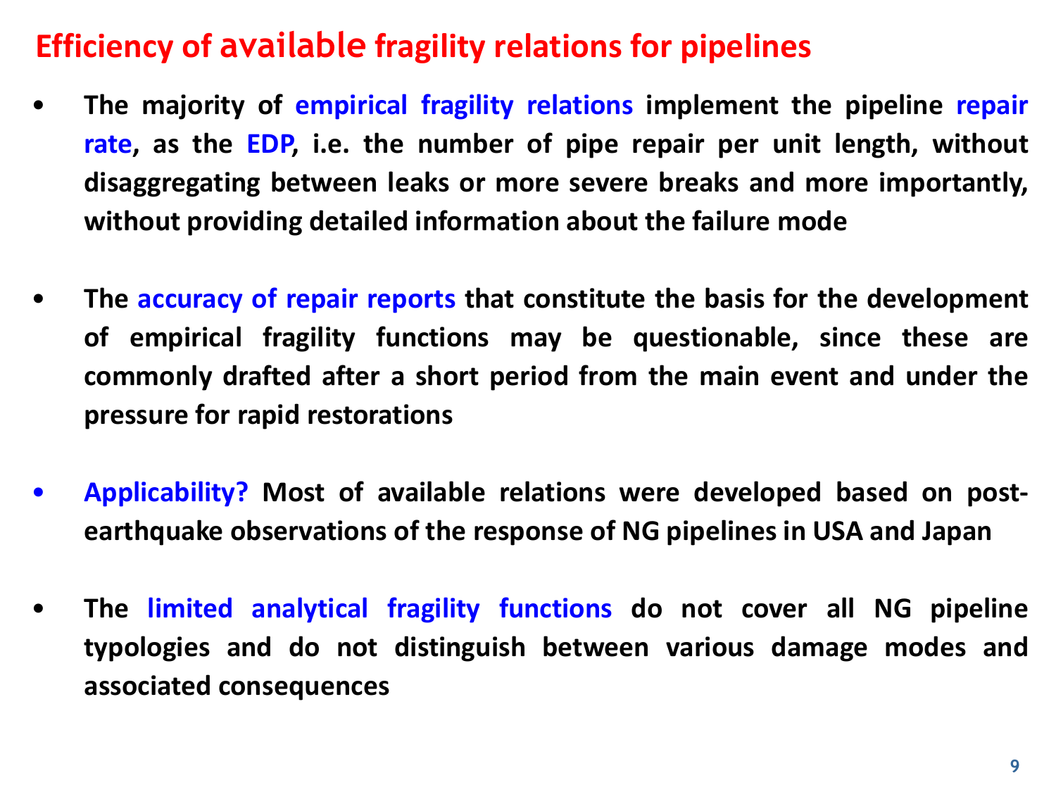# Efficiency of available fragility relations for pipelines

- **The majority of empirical fragility relations implement the pipeline repair rate, as the EDP, i.e. the number of pipe repair per unit length, without disaggregating between leaks or more severe breaks and more importantly, without providing detailed information about the failure mode**

- **The accuracy of repair reports that constitute the basis for the development of empirical fragility functions may be questionable, since these are commonly drafted after a short period from the main event and under the pressure for rapid restorations**

- **Applicability? Most of available relations were developed based on post-earthquake observations of the response of NG pipelines in USA and Japan**

- **The limited analytical fragility functions do not cover all NG pipeline typologies and do not distinguish between various damage modes and associated consequences**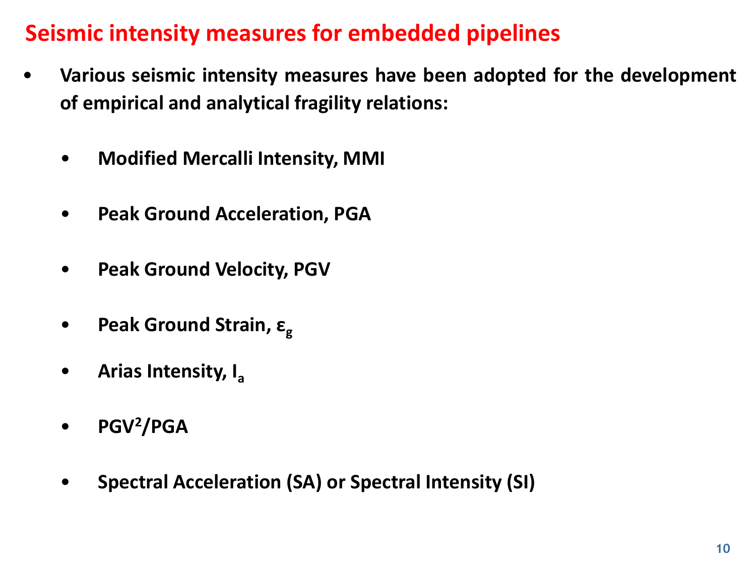# Seismic intensity measures for embedded pipelines

- **Various seismic intensity measures have been adopted for the development of empirical and analytical fragility relations:**
  - **Modified Mercalli Intensity, MMI**
  - **Peak Ground Acceleration, PGA**
  - **Peak Ground Velocity, PGV**
  - **Peak Ground Strain, $\varepsilon_g$**
  - **Arias Intensity, $I_a$**
  - **$PGV^2/PGA$**
  - **Spectral Acceleration (SA) or Spectral Intensity (SI)**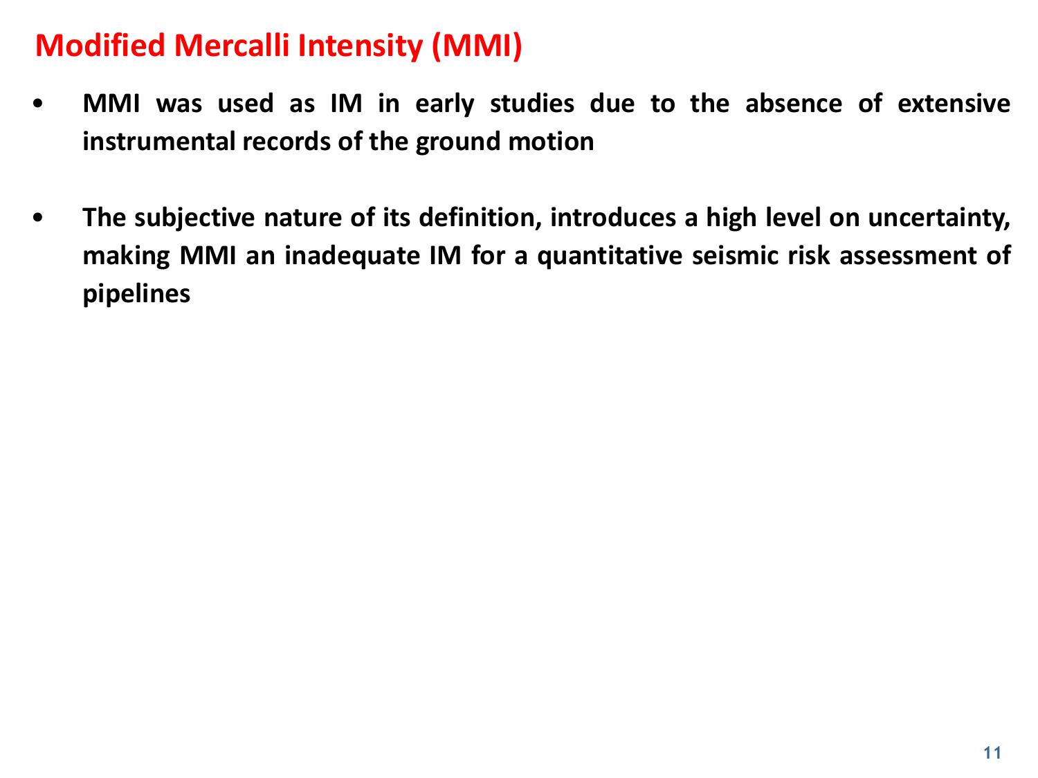# Modified Mercalli Intensity (MMI)

- **MMI was used as IM in early studies due to the absence of extensive instrumental records of the ground motion**

- **The subjective nature of its definition, introduces a high level on uncertainty, making MMI an inadequate IM for a quantitative seismic risk assessment of pipelines**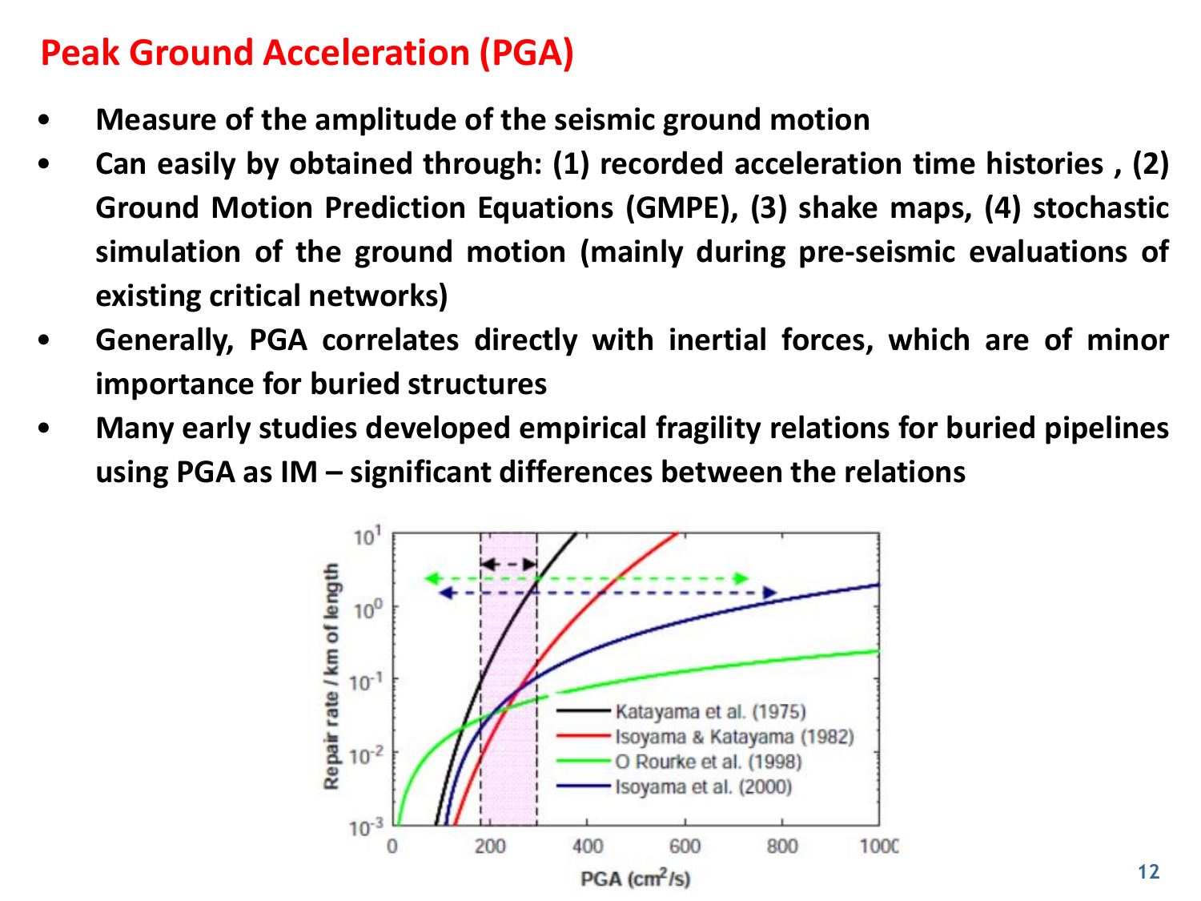# Peak Ground Acceleration (PGA)

- **Measure of the amplitude of the seismic ground motion**
- **Can easily by obtained through: (1) recorded acceleration time histories , (2) Ground Motion Prediction Equations (GMPE), (3) shake maps, (4) stochastic simulation of the ground motion (mainly during pre-seismic evaluations of existing critical networks)**
- **Generally, PGA correlates directly with inertial forces, which are of minor importance for buried structures**
- **Many early studies developed empirical fragility relations for buried pipelines using PGA as IM – significant differences between the relations**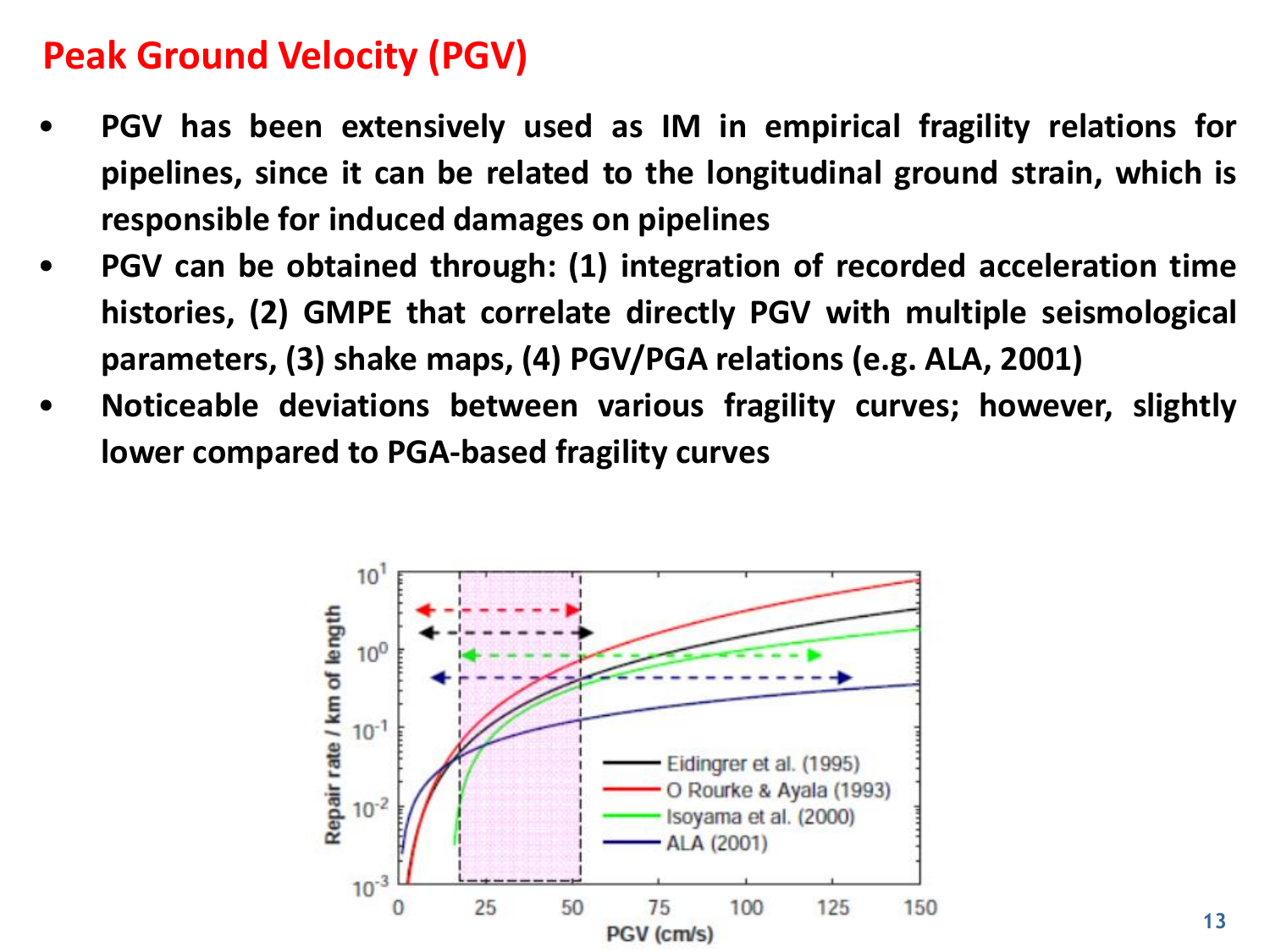# Peak Ground Velocity (PGV)

- **PGV has been extensively used as IM in empirical fragility relations for pipelines, since it can be related to the longitudinal ground strain, which is responsible for induced damages on pipelines**
- **PGV can be obtained through: (1) integration of recorded acceleration time histories, (2) GMPE that correlate directly PGV with multiple seismological parameters, (3) shake maps, (4) PGV/PGA relations (e.g. ALA, 2001)**
- **Noticeable deviations between various fragility curves; however, slightly lower compared to PGA-based fragility curves**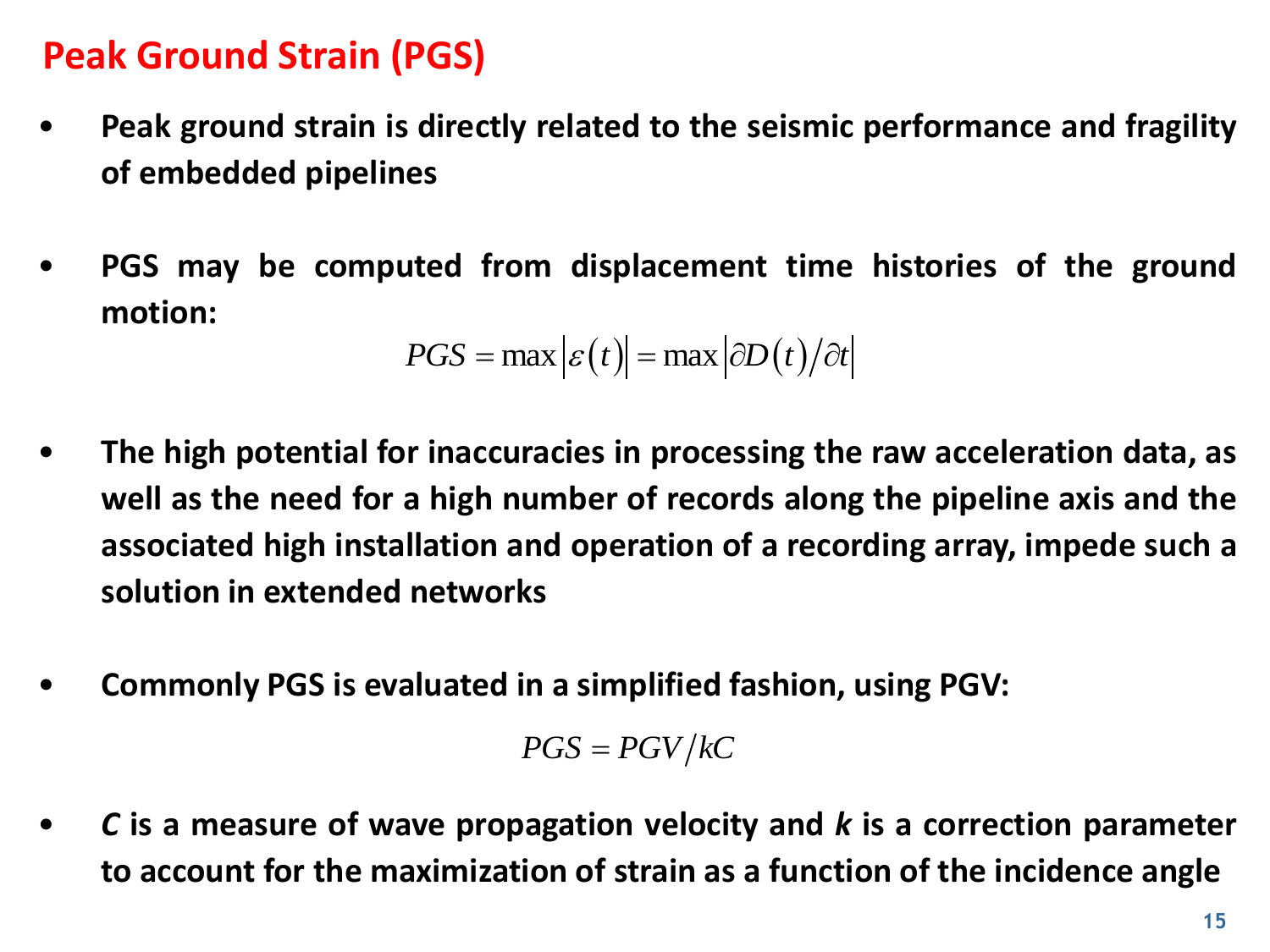# Peak Ground Strain (PGS)

- **Peak ground strain is directly related to the seismic performance and fragility of embedded pipelines**

- **PGS may be computed from displacement time histories of the ground motion:**

$$PGS = \max\left|\varepsilon(t)\right| = \max\left|\partial D(t)/\partial t\right|$$

- **The high potential for inaccuracies in processing the raw acceleration data, as well as the need for a high number of records along the pipeline axis and the associated high installation and operation of a recording array, impede such a solution in extended networks**

- **Commonly PGS is evaluated in a simplified fashion, using PGV:**

$$PGS = PGV/kC$$

- ***C* is a measure of wave propagation velocity and *k* is a correction parameter to account for the maximization of strain as a function of the incidence angle**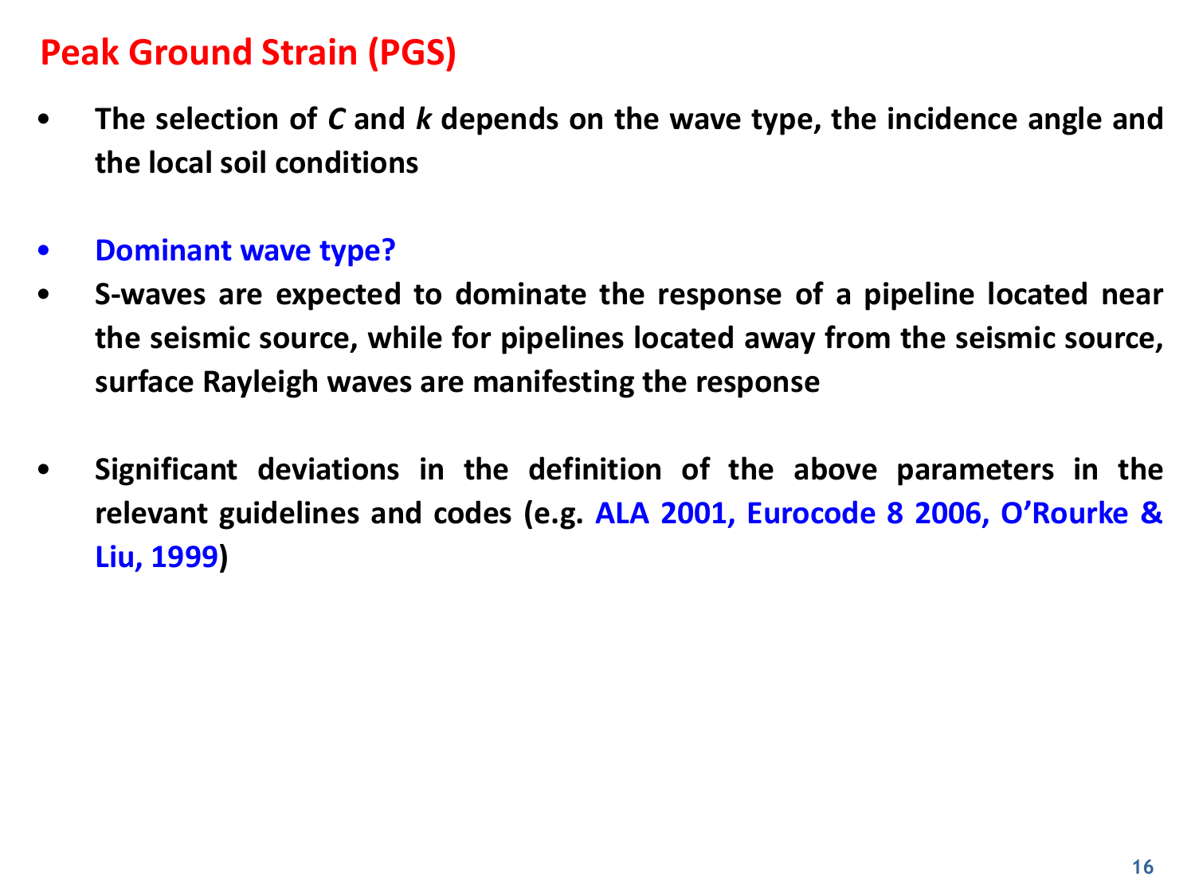## Peak Ground Strain (PGS)

- **The selection of *C* and *k* depends on the wave type, the incidence angle and the local soil conditions**

- **Dominant wave type?**
- **S-waves are expected to dominate the response of a pipeline located near the seismic source, while for pipelines located away from the seismic source, surface Rayleigh waves are manifesting the response**

- **Significant deviations in the definition of the above parameters in the relevant guidelines and codes (e.g. ALA 2001, Eurocode 8 2006, O'Rourke & Liu, 1999)**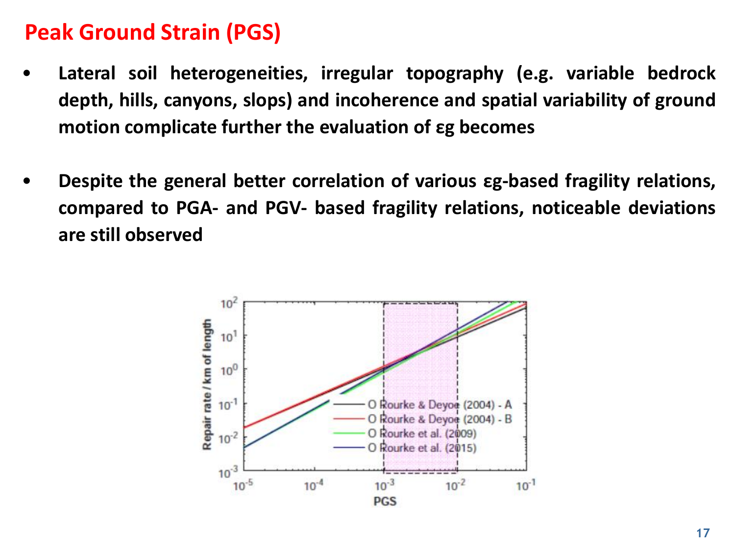# Peak Ground Strain (PGS)

- **Lateral soil heterogeneities, irregular topography (e.g. variable bedrock depth, hills, canyons, slops) and incoherence and spatial variability of ground motion complicate further the evaluation of $\varepsilon g$ becomes**

- **Despite the general better correlation of various $\varepsilon g$-based fragility relations, compared to PGA- and PGV- based fragility relations, noticeable deviations are still observed**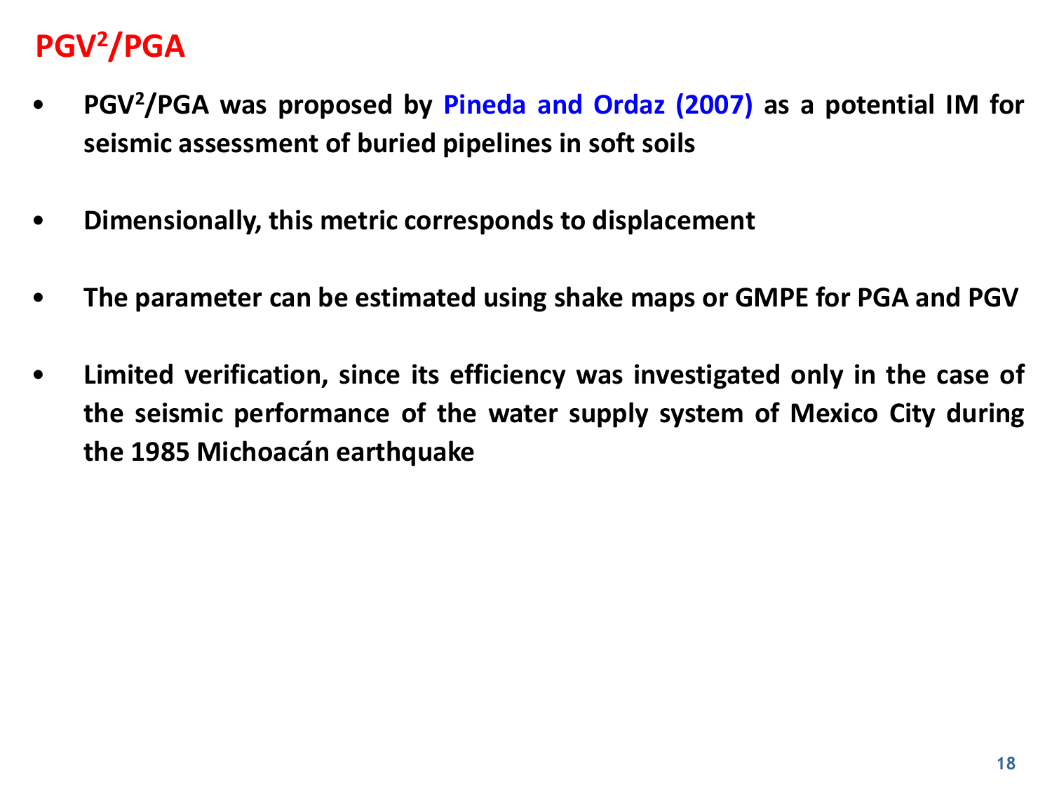# $PGV^2/PGA$

- **$PGV^2/PGA$ was proposed by Pineda and Ordaz (2007) as a potential IM for seismic assessment of buried pipelines in soft soils**

- **Dimensionally, this metric corresponds to displacement**

- **The parameter can be estimated using shake maps or GMPE for PGA and PGV**

- **Limited verification, since its efficiency was investigated only in the case of the seismic performance of the water supply system of Mexico City during the 1985 Michoacán earthquake**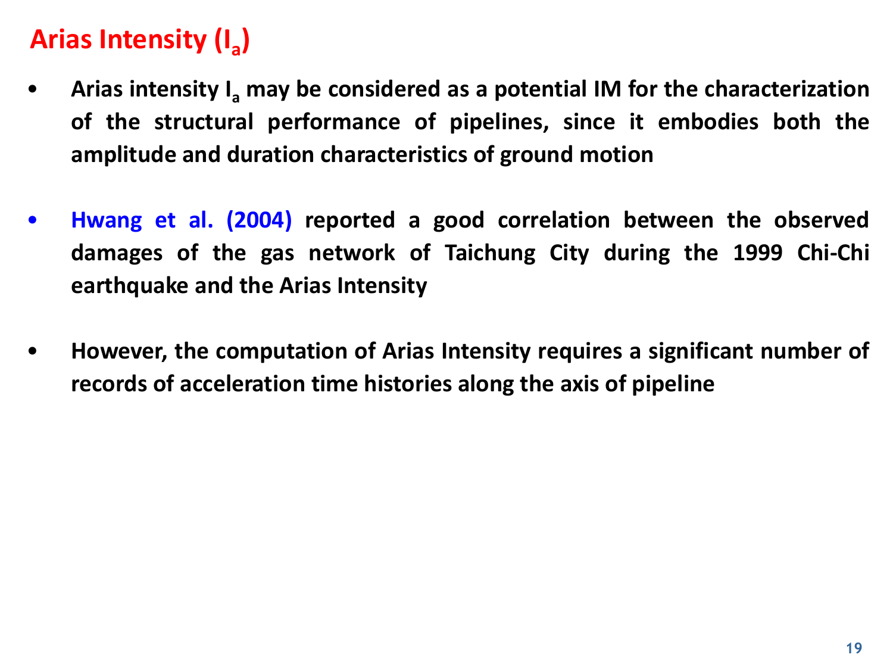## Arias Intensity ($I_a$)

- **Arias intensity $I_a$ may be considered as a potential IM for the characterization of the structural performance of pipelines, since it embodies both the amplitude and duration characteristics of ground motion**

- **Hwang et al. (2004) reported a good correlation between the observed damages of the gas network of Taichung City during the 1999 Chi-Chi earthquake and the Arias Intensity**

- **However, the computation of Arias Intensity requires a significant number of records of acceleration time histories along the axis of pipeline**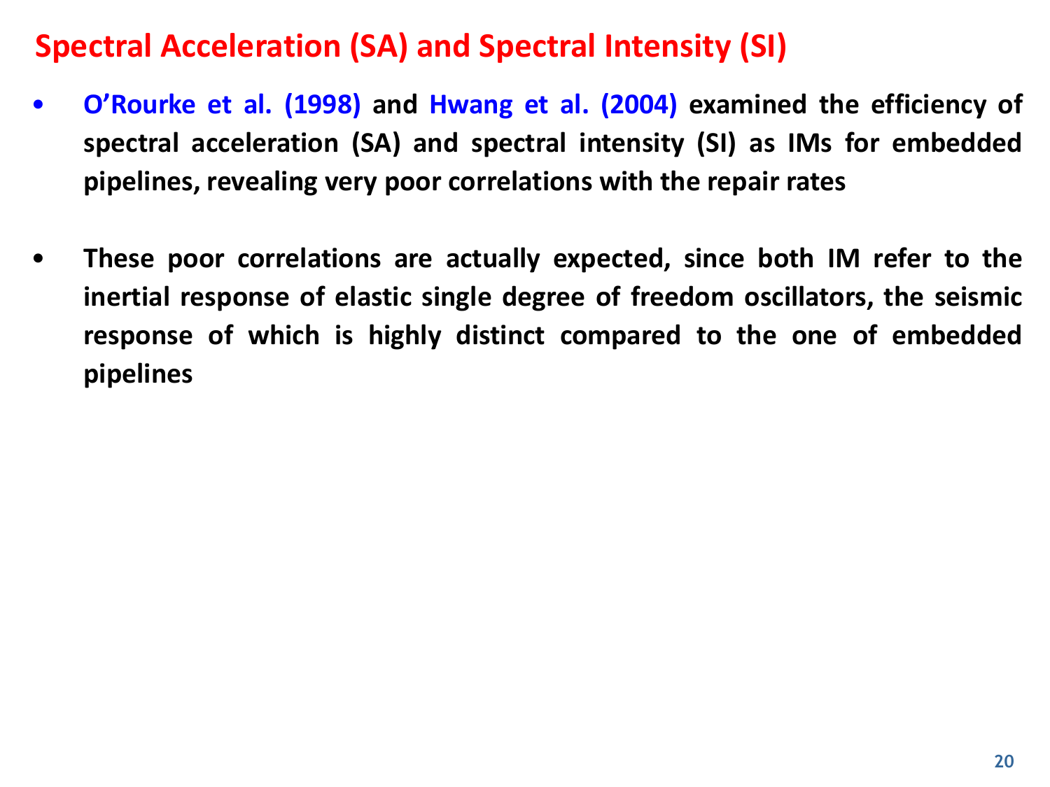## Spectral Acceleration (SA) and Spectral Intensity (SI)

- **O'Rourke et al. (1998) and Hwang et al. (2004) examined the efficiency of spectral acceleration (SA) and spectral intensity (SI) as IMs for embedded pipelines, revealing very poor correlations with the repair rates**

- **These poor correlations are actually expected, since both IM refer to the inertial response of elastic single degree of freedom oscillators, the seismic response of which is highly distinct compared to the one of embedded pipelines**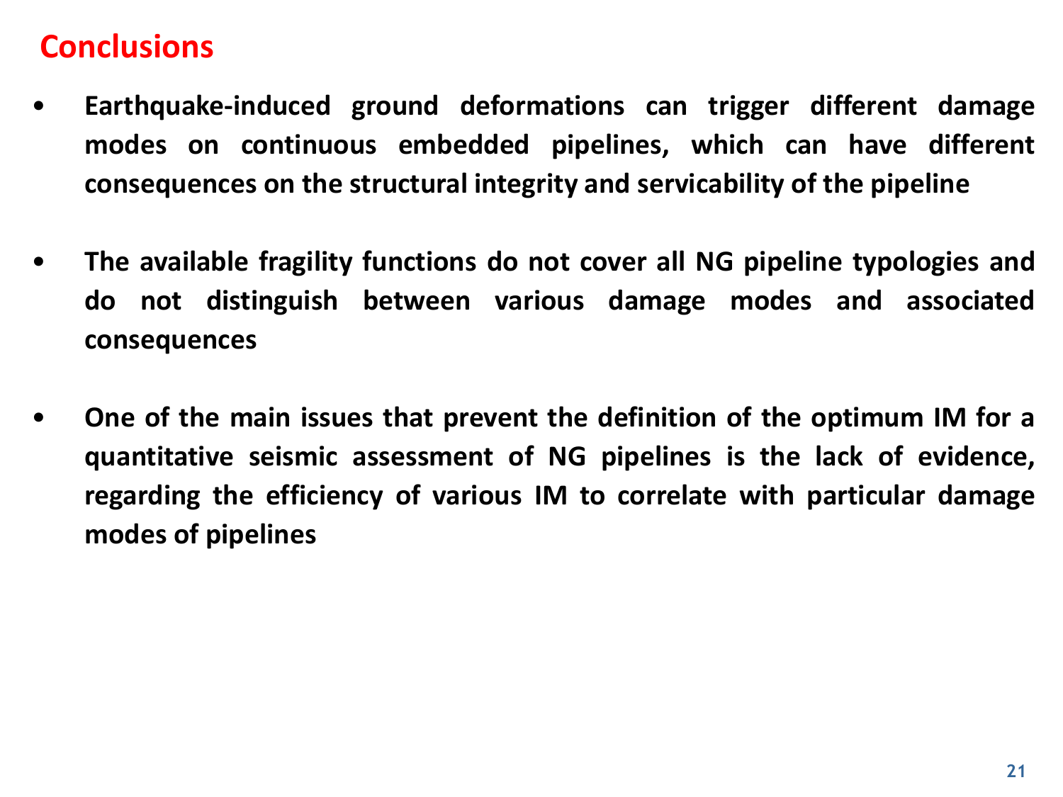# Conclusions

- **Earthquake-induced ground deformations can trigger different damage modes on continuous embedded pipelines, which can have different consequences on the structural integrity and servicability of the pipeline**

- **The available fragility functions do not cover all NG pipeline typologies and do not distinguish between various damage modes and associated consequences**

- **One of the main issues that prevent the definition of the optimum IM for a quantitative seismic assessment of NG pipelines is the lack of evidence, regarding the efficiency of various IM to correlate with particular damage modes of pipelines**